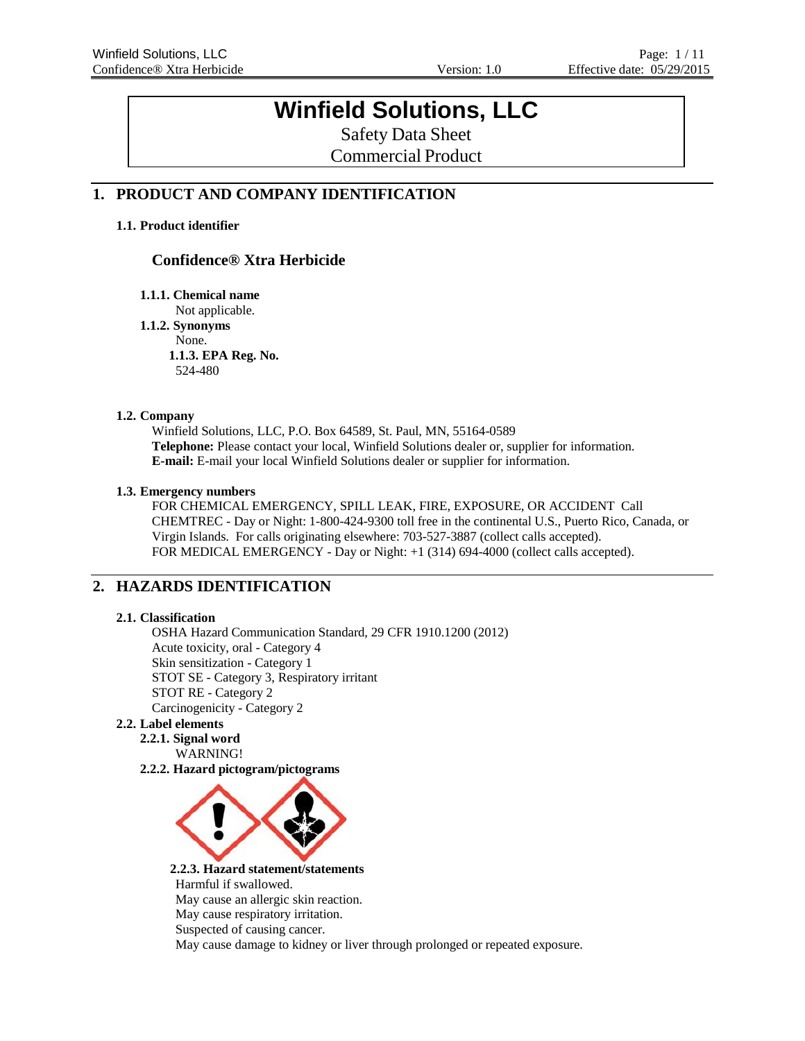# Winfield Solutions, LLC

Safety Data Sheet

Commercial Product

## 1. PRODUCT AND COMPANY IDENTIFICATION

### 1.1. Product identifier

**Confidence® Xtra Herbicide**

**1.1.1. Chemical name**

Not applicable.

**1.1.2. Synonyms**

None.

**1.1.3. EPA Reg. No.**

524-480

### 1.2. Company

Winfield Solutions, LLC, P.O. Box 64589, St. Paul, MN, 55164-0589

**Telephone:** Please contact your local, Winfield Solutions dealer or, supplier for information.

**E-mail:** E-mail your local Winfield Solutions dealer or supplier for information.

### 1.3. Emergency numbers

FOR CHEMICAL EMERGENCY, SPILL LEAK, FIRE, EXPOSURE, OR ACCIDENT Call CHEMTREC - Day or Night: 1-800-424-9300 toll free in the continental U.S., Puerto Rico, Canada, or Virgin Islands. For calls originating elsewhere: 703-527-3887 (collect calls accepted).

FOR MEDICAL EMERGENCY - Day or Night: +1 (314) 694-4000 (collect calls accepted).

## 2. HAZARDS IDENTIFICATION

### 2.1. Classification

OSHA Hazard Communication Standard, 29 CFR 1910.1200 (2012)

Acute toxicity, oral - Category 4

Skin sensitization - Category 1

STOT SE - Category 3, Respiratory irritant

STOT RE - Category 2

Carcinogenicity - Category 2

### 2.2. Label elements

**2.2.1. Signal word**

WARNING!

**2.2.2. Hazard pictogram/pictograms**

**2.2.3. Hazard statement/statements**

Harmful if swallowed.

May cause an allergic skin reaction.

May cause respiratory irritation.

Suspected of causing cancer.

May cause damage to kidney or liver through prolonged or repeated exposure.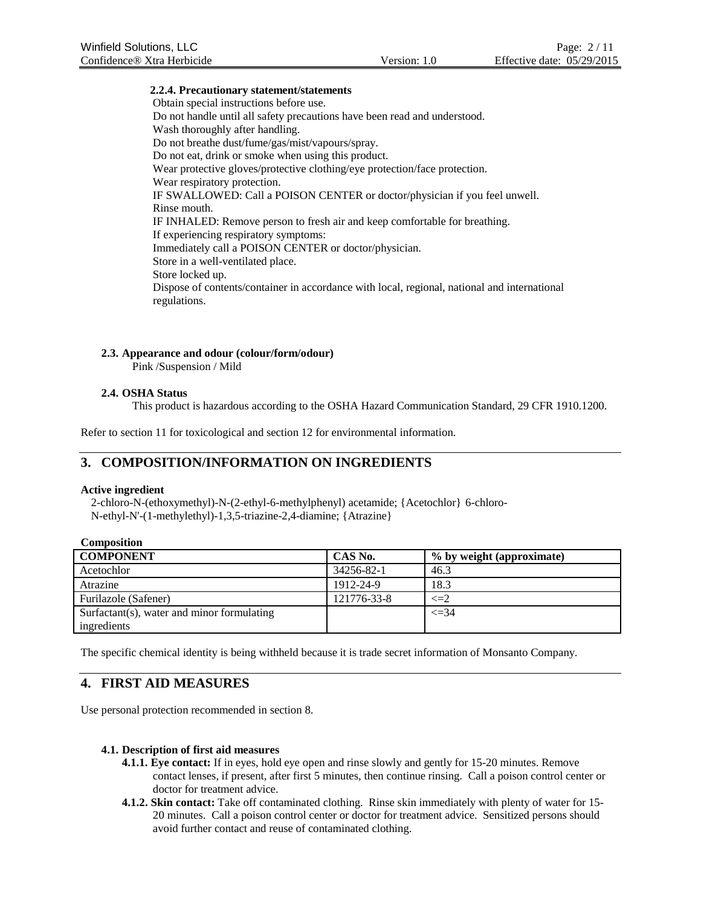#### 2.2.4. Precautionary statement/statements

Obtain special instructions before use.
Do not handle until all safety precautions have been read and understood.
Wash thoroughly after handling.
Do not breathe dust/fume/gas/mist/vapours/spray.
Do not eat, drink or smoke when using this product.
Wear protective gloves/protective clothing/eye protection/face protection.
Wear respiratory protection.
IF SWALLOWED: Call a POISON CENTER or doctor/physician if you feel unwell.
Rinse mouth.
IF INHALED: Remove person to fresh air and keep comfortable for breathing.
If experiencing respiratory symptoms:
Immediately call a POISON CENTER or doctor/physician.
Store in a well-ventilated place.
Store locked up.
Dispose of contents/container in accordance with local, regional, national and international regulations.

### 2.3. Appearance and odour (colour/form/odour)

Pink /Suspension / Mild

### 2.4. OSHA Status

This product is hazardous according to the OSHA Hazard Communication Standard, 29 CFR 1910.1200.

Refer to section 11 for toxicological and section 12 for environmental information.

## 3. COMPOSITION/INFORMATION ON INGREDIENTS

**Active ingredient**

2-chloro-N-(ethoxymethyl)-N-(2-ethyl-6-methylphenyl) acetamide; {Acetochlor} 6-chloro-N-ethyl-N'-(1-methylethyl)-1,3,5-triazine-2,4-diamine; {Atrazine}

**Composition**

| COMPONENT | CAS No. | % by weight (approximate) |
|---|---|---|
| Acetochlor | 34256-82-1 | 46.3 |
| Atrazine | 1912-24-9 | 18.3 |
| Furilazole (Safener) | 121776-33-8 | <=2 |
| Surfactant(s), water and minor formulating ingredients | | <=34 |

The specific chemical identity is being withheld because it is trade secret information of Monsanto Company.

## 4. FIRST AID MEASURES

Use personal protection recommended in section 8.

### 4.1. Description of first aid measures

**4.1.1. Eye contact:** If in eyes, hold eye open and rinse slowly and gently for 15-20 minutes. Remove contact lenses, if present, after first 5 minutes, then continue rinsing. Call a poison control center or doctor for treatment advice.

**4.1.2. Skin contact:** Take off contaminated clothing. Rinse skin immediately with plenty of water for 15-20 minutes. Call a poison control center or doctor for treatment advice. Sensitized persons should avoid further contact and reuse of contaminated clothing.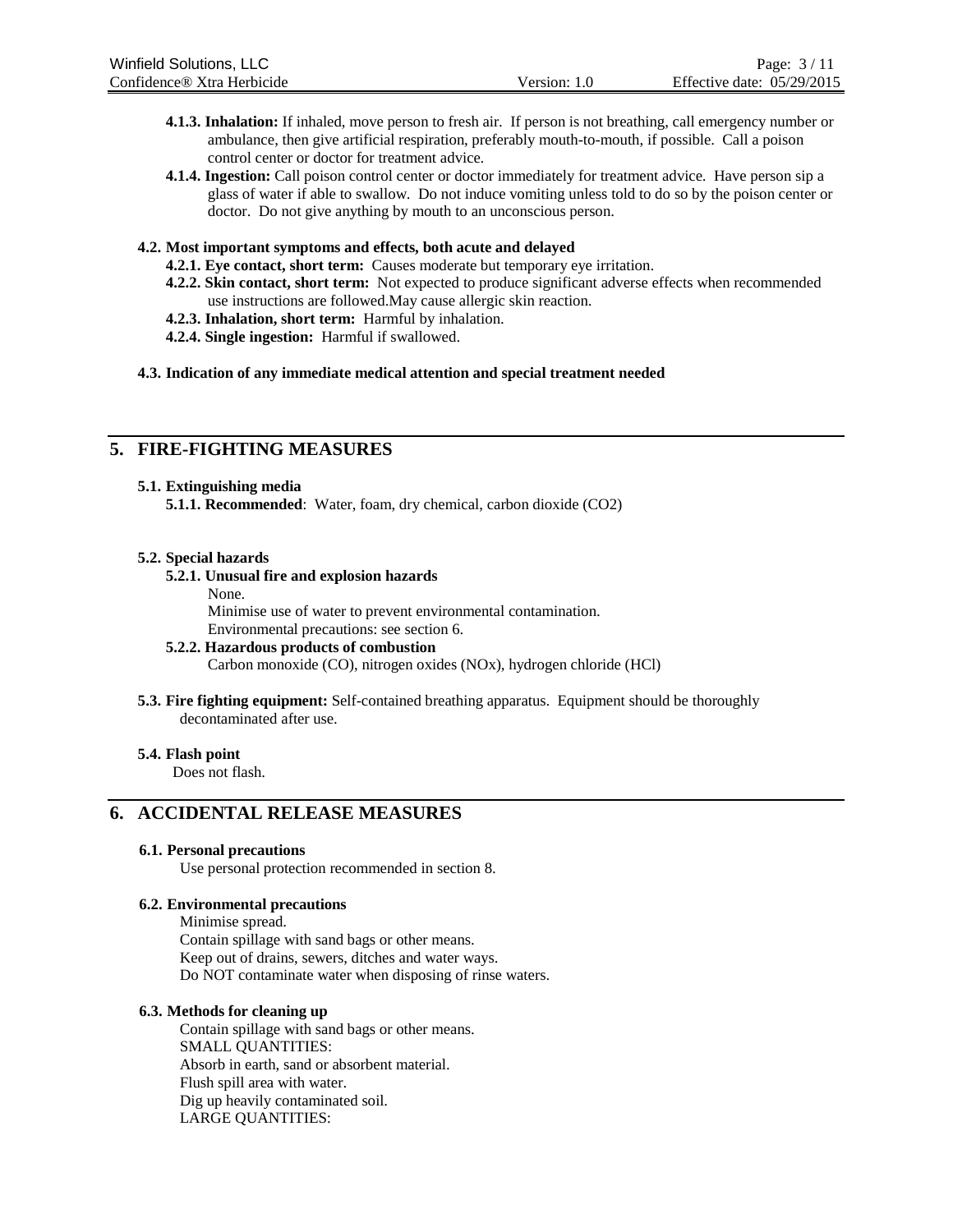**4.1.3. Inhalation:** If inhaled, move person to fresh air. If person is not breathing, call emergency number or ambulance, then give artificial respiration, preferably mouth-to-mouth, if possible. Call a poison control center or doctor for treatment advice.

**4.1.4. Ingestion:** Call poison control center or doctor immediately for treatment advice. Have person sip a glass of water if able to swallow. Do not induce vomiting unless told to do so by the poison center or doctor. Do not give anything by mouth to an unconscious person.

### 4.2. Most important symptoms and effects, both acute and delayed

**4.2.1. Eye contact, short term:** Causes moderate but temporary eye irritation.

**4.2.2. Skin contact, short term:** Not expected to produce significant adverse effects when recommended use instructions are followed.May cause allergic skin reaction.

**4.2.3. Inhalation, short term:** Harmful by inhalation.

**4.2.4. Single ingestion:** Harmful if swallowed.

### 4.3. Indication of any immediate medical attention and special treatment needed

## 5. FIRE-FIGHTING MEASURES

### 5.1. Extinguishing media

**5.1.1. Recommended**: Water, foam, dry chemical, carbon dioxide ($CO_2$)

### 5.2. Special hazards

**5.2.1. Unusual fire and explosion hazards**

None.
Minimise use of water to prevent environmental contamination.
Environmental precautions: see section 6.

**5.2.2. Hazardous products of combustion**

Carbon monoxide (CO), nitrogen oxides (NOx), hydrogen chloride (HCl)

**5.3. Fire fighting equipment:** Self-contained breathing apparatus. Equipment should be thoroughly decontaminated after use.

### 5.4. Flash point

Does not flash.

## 6. ACCIDENTAL RELEASE MEASURES

### 6.1. Personal precautions

Use personal protection recommended in section 8.

### 6.2. Environmental precautions

Minimise spread.
Contain spillage with sand bags or other means.
Keep out of drains, sewers, ditches and water ways.
Do NOT contaminate water when disposing of rinse waters.

### 6.3. Methods for cleaning up

Contain spillage with sand bags or other means.
SMALL QUANTITIES:
Absorb in earth, sand or absorbent material.
Flush spill area with water.
Dig up heavily contaminated soil.
LARGE QUANTITIES: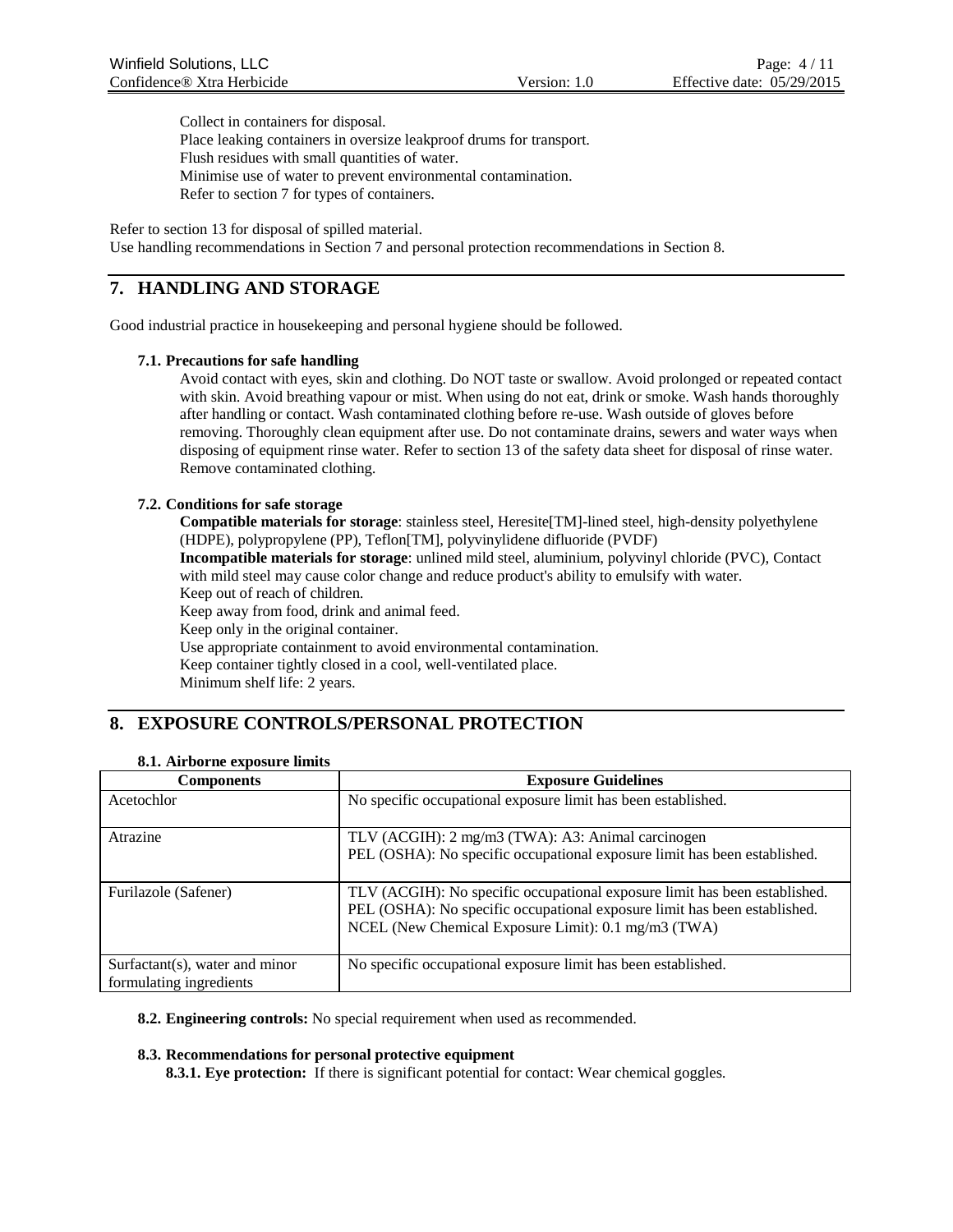Collect in containers for disposal.
Place leaking containers in oversize leakproof drums for transport.
Flush residues with small quantities of water.
Minimise use of water to prevent environmental contamination.
Refer to section 7 for types of containers.

Refer to section 13 for disposal of spilled material.
Use handling recommendations in Section 7 and personal protection recommendations in Section 8.

## 7. HANDLING AND STORAGE

Good industrial practice in housekeeping and personal hygiene should be followed.

### 7.1. Precautions for safe handling

Avoid contact with eyes, skin and clothing. Do NOT taste or swallow. Avoid prolonged or repeated contact with skin. Avoid breathing vapour or mist. When using do not eat, drink or smoke. Wash hands thoroughly after handling or contact. Wash contaminated clothing before re-use. Wash outside of gloves before removing. Thoroughly clean equipment after use. Do not contaminate drains, sewers and water ways when disposing of equipment rinse water. Refer to section 13 of the safety data sheet for disposal of rinse water. Remove contaminated clothing.

### 7.2. Conditions for safe storage

**Compatible materials for storage**: stainless steel, Heresite[TM]-lined steel, high-density polyethylene (HDPE), polypropylene (PP), Teflon[TM], polyvinylidene difluoride (PVDF)
**Incompatible materials for storage**: unlined mild steel, aluminium, polyvinyl chloride (PVC), Contact with mild steel may cause color change and reduce product's ability to emulsify with water.
Keep out of reach of children.
Keep away from food, drink and animal feed.
Keep only in the original container.
Use appropriate containment to avoid environmental contamination.
Keep container tightly closed in a cool, well-ventilated place.
Minimum shelf life: 2 years.

## 8. EXPOSURE CONTROLS/PERSONAL PROTECTION

### 8.1. Airborne exposure limits

| Components | Exposure Guidelines |
|---|---|
| Acetochlor | No specific occupational exposure limit has been established. |
| Atrazine | TLV (ACGIH): 2 mg/m3 (TWA): A3: Animal carcinogen<br>PEL (OSHA): No specific occupational exposure limit has been established. |
| Furilazole (Safener) | TLV (ACGIH): No specific occupational exposure limit has been established.<br>PEL (OSHA): No specific occupational exposure limit has been established.<br>NCEL (New Chemical Exposure Limit): 0.1 mg/m3 (TWA) |
| Surfactant(s), water and minor formulating ingredients | No specific occupational exposure limit has been established. |

**8.2. Engineering controls:** No special requirement when used as recommended.

### 8.3. Recommendations for personal protective equipment

**8.3.1. Eye protection:** If there is significant potential for contact: Wear chemical goggles.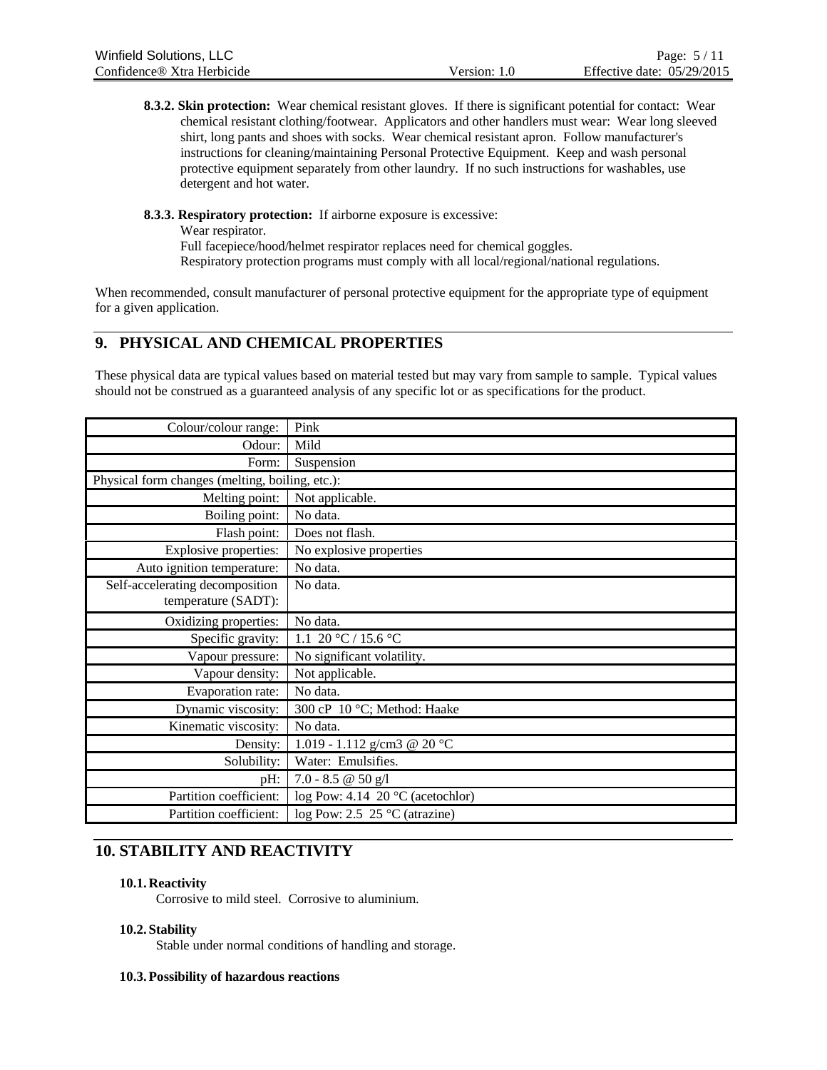**8.3.2. Skin protection:** Wear chemical resistant gloves. If there is significant potential for contact: Wear chemical resistant clothing/footwear. Applicators and other handlers must wear: Wear long sleeved shirt, long pants and shoes with socks. Wear chemical resistant apron. Follow manufacturer's instructions for cleaning/maintaining Personal Protective Equipment. Keep and wash personal protective equipment separately from other laundry. If no such instructions for washables, use detergent and hot water.

**8.3.3. Respiratory protection:** If airborne exposure is excessive:
Wear respirator.
Full facepiece/hood/helmet respirator replaces need for chemical goggles.
Respiratory protection programs must comply with all local/regional/national regulations.

When recommended, consult manufacturer of personal protective equipment for the appropriate type of equipment for a given application.

## 9. PHYSICAL AND CHEMICAL PROPERTIES

These physical data are typical values based on material tested but may vary from sample to sample. Typical values should not be construed as a guaranteed analysis of any specific lot or as specifications for the product.

| Property | Value |
|---|---|
| Colour/colour range: | Pink |
| Odour: | Mild |
| Form: | Suspension |
| Physical form changes (melting, boiling, etc.): | |
| Melting point: | Not applicable. |
| Boiling point: | No data. |
| Flash point: | Does not flash. |
| Explosive properties: | No explosive properties |
| Auto ignition temperature: | No data. |
| Self-accelerating decomposition temperature (SADT): | No data. |
| Oxidizing properties: | No data. |
| Specific gravity: | 1.1 20 °C / 15.6 °C |
| Vapour pressure: | No significant volatility. |
| Vapour density: | Not applicable. |
| Evaporation rate: | No data. |
| Dynamic viscosity: | 300 cP 10 °C; Method: Haake |
| Kinematic viscosity: | No data. |
| Density: | 1.019 - 1.112 g/cm3 @ 20 °C |
| Solubility: | Water: Emulsifies. |
| pH: | 7.0 - 8.5 @ 50 g/l |
| Partition coefficient: | log Pow: 4.14 20 °C (acetochlor) |
| Partition coefficient: | log Pow: 2.5 25 °C (atrazine) |

## 10. STABILITY AND REACTIVITY

### 10.1. Reactivity

Corrosive to mild steel. Corrosive to aluminium.

### 10.2. Stability

Stable under normal conditions of handling and storage.

### 10.3. Possibility of hazardous reactions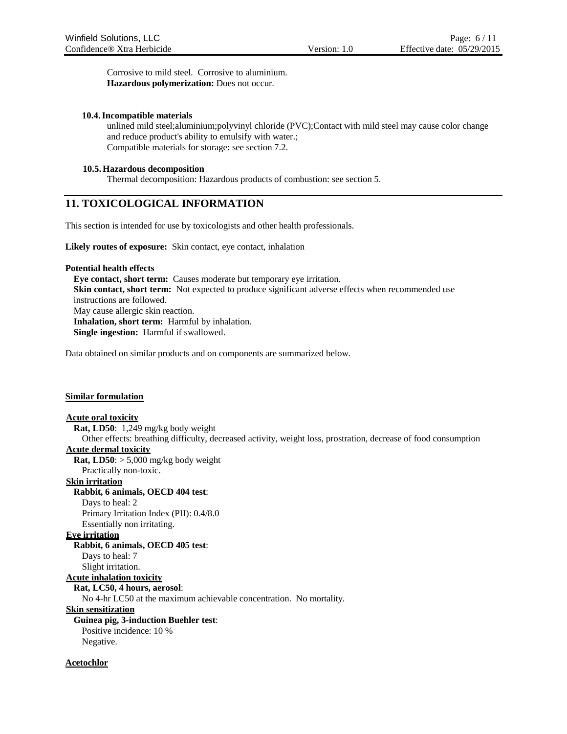Corrosive to mild steel. Corrosive to aluminium.
**Hazardous polymerization:** Does not occur.

### 10.4. Incompatible materials

unlined mild steel;aluminium;polyvinyl chloride (PVC);Contact with mild steel may cause color change and reduce product's ability to emulsify with water.;
Compatible materials for storage: see section 7.2.

### 10.5. Hazardous decomposition

Thermal decomposition: Hazardous products of combustion: see section 5.

## 11. TOXICOLOGICAL INFORMATION

This section is intended for use by toxicologists and other health professionals.

**Likely routes of exposure:** Skin contact, eye contact, inhalation

**Potential health effects**

**Eye contact, short term:** Causes moderate but temporary eye irritation.
**Skin contact, short term:** Not expected to produce significant adverse effects when recommended use instructions are followed.
May cause allergic skin reaction.
**Inhalation, short term:** Harmful by inhalation.
**Single ingestion:** Harmful if swallowed.

Data obtained on similar products and on components are summarized below.

**Similar formulation**

**Acute oral toxicity**
**Rat, LD50**: 1,249 mg/kg body weight
Other effects: breathing difficulty, decreased activity, weight loss, prostration, decrease of food consumption

**Acute dermal toxicity**
**Rat, LD50**: > 5,000 mg/kg body weight
Practically non-toxic.

**Skin irritation**
**Rabbit, 6 animals, OECD 404 test**:
Days to heal: 2
Primary Irritation Index (PII): 0.4/8.0
Essentially non irritating.

**Eye irritation**
**Rabbit, 6 animals, OECD 405 test**:
Days to heal: 7
Slight irritation.

**Acute inhalation toxicity**
**Rat, LC50, 4 hours, aerosol**:
No 4-hr LC50 at the maximum achievable concentration. No mortality.

**Skin sensitization**
**Guinea pig, 3-induction Buehler test**:
Positive incidence: 10 %
Negative.

**Acetochlor**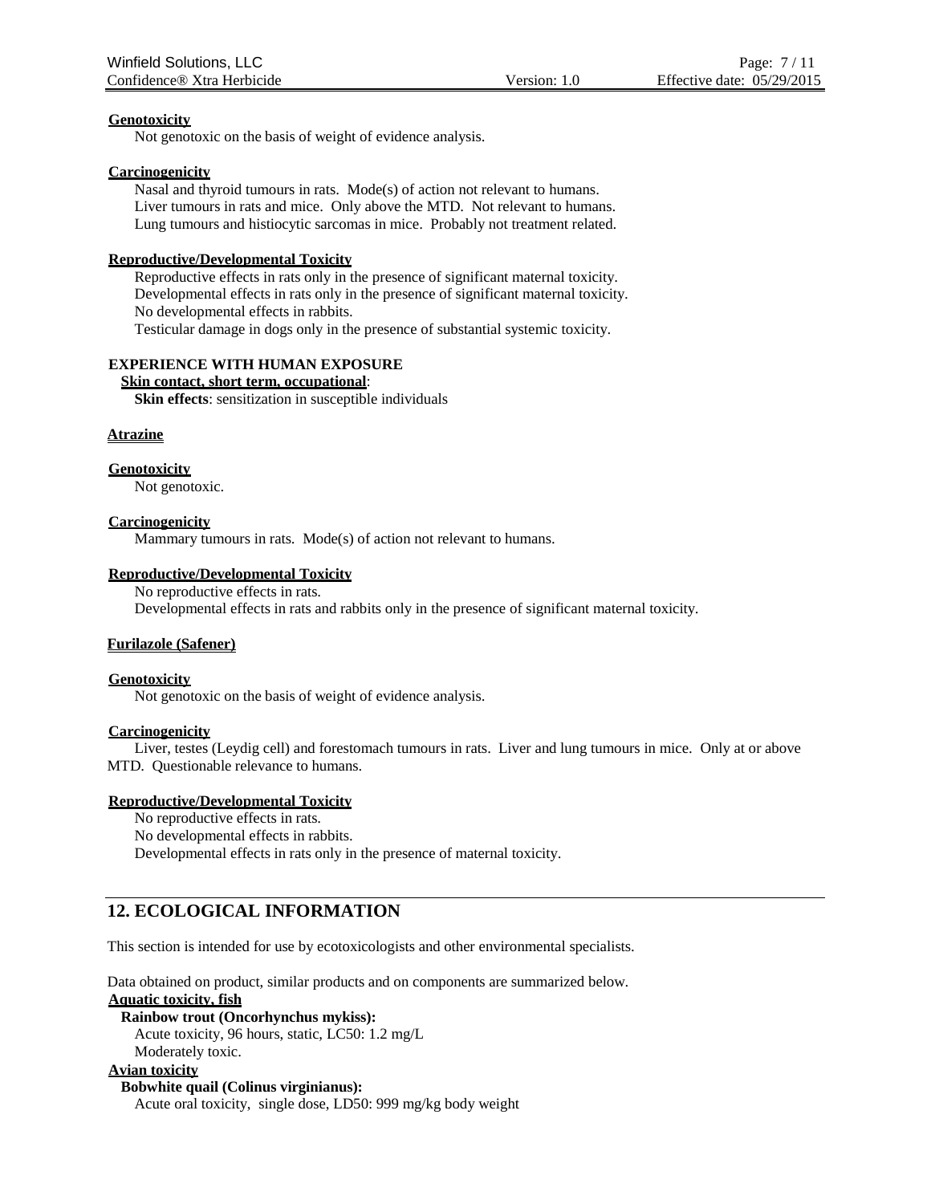**Genotoxicity**

Not genotoxic on the basis of weight of evidence analysis.

**Carcinogenicity**

Nasal and thyroid tumours in rats. Mode(s) of action not relevant to humans.
Liver tumours in rats and mice. Only above the MTD. Not relevant to humans.
Lung tumours and histiocytic sarcomas in mice. Probably not treatment related.

**Reproductive/Developmental Toxicity**

Reproductive effects in rats only in the presence of significant maternal toxicity.
Developmental effects in rats only in the presence of significant maternal toxicity.
No developmental effects in rabbits.
Testicular damage in dogs only in the presence of substantial systemic toxicity.

**EXPERIENCE WITH HUMAN EXPOSURE**

**Skin contact, short term, occupational**:
**Skin effects**: sensitization in susceptible individuals

**Atrazine**

**Genotoxicity**

Not genotoxic.

**Carcinogenicity**

Mammary tumours in rats. Mode(s) of action not relevant to humans.

**Reproductive/Developmental Toxicity**

No reproductive effects in rats.
Developmental effects in rats and rabbits only in the presence of significant maternal toxicity.

**Furilazole (Safener)**

**Genotoxicity**

Not genotoxic on the basis of weight of evidence analysis.

**Carcinogenicity**

Liver, testes (Leydig cell) and forestomach tumours in rats. Liver and lung tumours in mice. Only at or above MTD. Questionable relevance to humans.

**Reproductive/Developmental Toxicity**

No reproductive effects in rats.
No developmental effects in rabbits.
Developmental effects in rats only in the presence of maternal toxicity.

## 12. ECOLOGICAL INFORMATION

This section is intended for use by ecotoxicologists and other environmental specialists.

Data obtained on product, similar products and on components are summarized below.

**Aquatic toxicity, fish**

**Rainbow trout (Oncorhynchus mykiss):**
Acute toxicity, 96 hours, static, LC50: 1.2 mg/L
Moderately toxic.

**Avian toxicity**

**Bobwhite quail (Colinus virginianus):**
Acute oral toxicity, single dose, LD50: 999 mg/kg body weight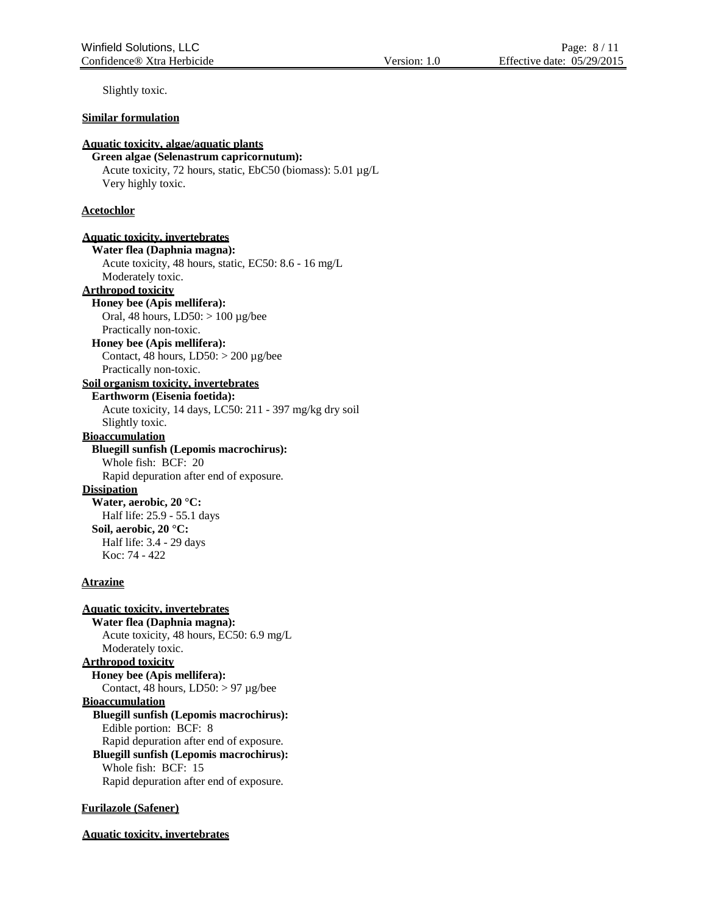Slightly toxic.

**Similar formulation**

**Aquatic toxicity, algae/aquatic plants**

**Green algae (Selenastrum capricornutum):**
Acute toxicity, 72 hours, static, EbC50 (biomass): 5.01 µg/L
Very highly toxic.

**Acetochlor**

**Aquatic toxicity, invertebrates**

**Water flea (Daphnia magna):**
Acute toxicity, 48 hours, static, EC50: 8.6 - 16 mg/L
Moderately toxic.

**Arthropod toxicity**

**Honey bee (Apis mellifera):**
Oral, 48 hours, LD50: > 100 µg/bee
Practically non-toxic.

**Honey bee (Apis mellifera):**
Contact, 48 hours, LD50: > 200 µg/bee
Practically non-toxic.

**Soil organism toxicity, invertebrates**

**Earthworm (Eisenia foetida):**
Acute toxicity, 14 days, LC50: 211 - 397 mg/kg dry soil
Slightly toxic.

**Bioaccumulation**

**Bluegill sunfish (Lepomis macrochirus):**
Whole fish: BCF: 20
Rapid depuration after end of exposure.

**Dissipation**

**Water, aerobic, 20 °C:**
Half life: 25.9 - 55.1 days

**Soil, aerobic, 20 °C:**
Half life: 3.4 - 29 days
Koc: 74 - 422

**Atrazine**

**Aquatic toxicity, invertebrates**

**Water flea (Daphnia magna):**
Acute toxicity, 48 hours, EC50: 6.9 mg/L
Moderately toxic.

**Arthropod toxicity**

**Honey bee (Apis mellifera):**
Contact, 48 hours, LD50: > 97 µg/bee

**Bioaccumulation**

**Bluegill sunfish (Lepomis macrochirus):**
Edible portion: BCF: 8
Rapid depuration after end of exposure.

**Bluegill sunfish (Lepomis macrochirus):**
Whole fish: BCF: 15
Rapid depuration after end of exposure.

**Furilazole (Safener)**

**Aquatic toxicity, invertebrates**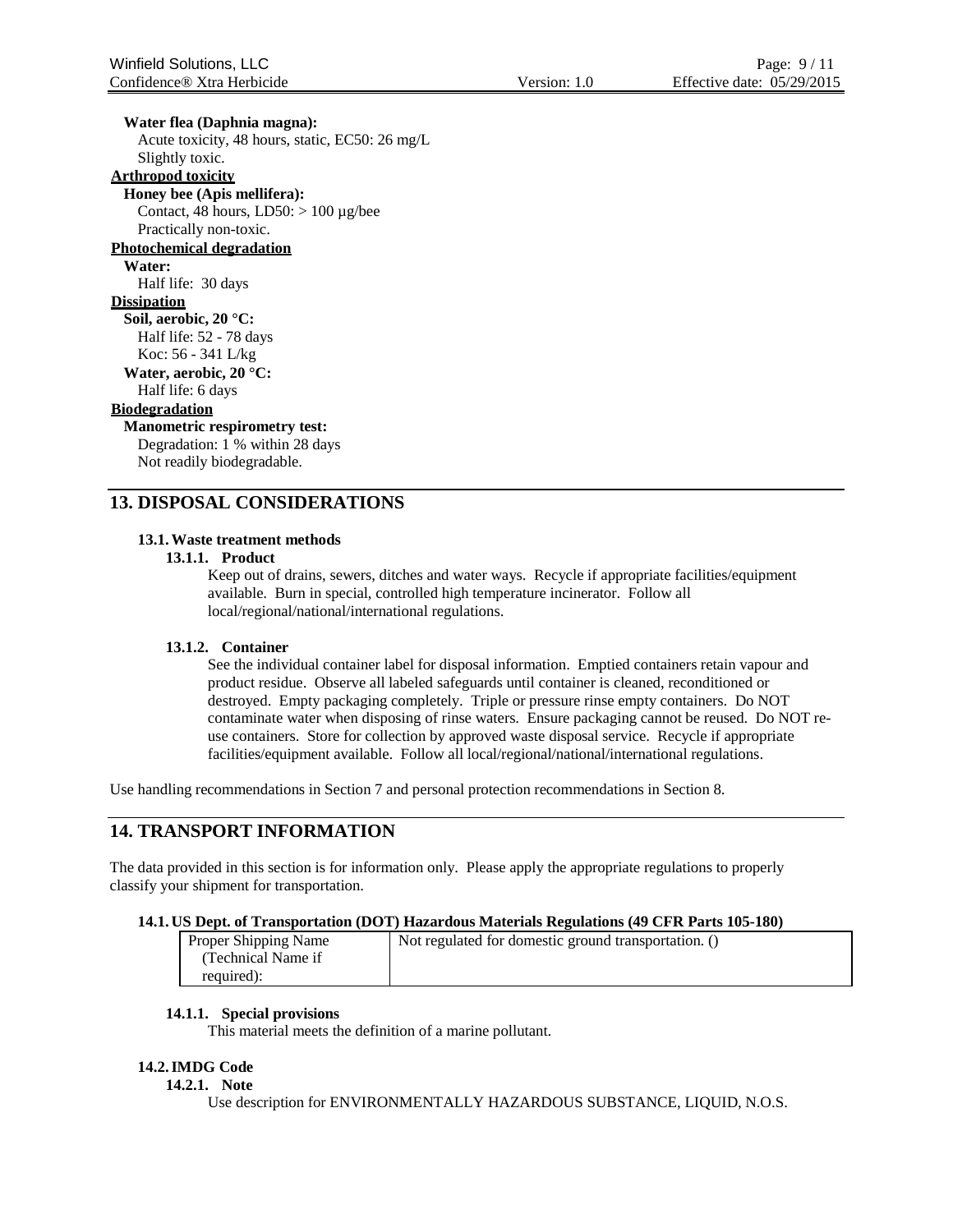**Water flea (Daphnia magna):**
Acute toxicity, 48 hours, static, EC50: 26 mg/L
Slightly toxic.

**Arthropod toxicity**

**Honey bee (Apis mellifera):**
Contact, 48 hours, LD50: > 100 µg/bee
Practically non-toxic.

**Photochemical degradation**

**Water:**
Half life: 30 days

**Dissipation**

**Soil, aerobic, 20 °C:**
Half life: 52 - 78 days
Koc: 56 - 341 L/kg

**Water, aerobic, 20 °C:**
Half life: 6 days

**Biodegradation**

**Manometric respirometry test:**
Degradation: 1 % within 28 days
Not readily biodegradable.

## 13. DISPOSAL CONSIDERATIONS

### 13.1. Waste treatment methods

#### 13.1.1. Product

Keep out of drains, sewers, ditches and water ways. Recycle if appropriate facilities/equipment available. Burn in special, controlled high temperature incinerator. Follow all local/regional/national/international regulations.

#### 13.1.2. Container

See the individual container label for disposal information. Emptied containers retain vapour and product residue. Observe all labeled safeguards until container is cleaned, reconditioned or destroyed. Empty packaging completely. Triple or pressure rinse empty containers. Do NOT contaminate water when disposing of rinse waters. Ensure packaging cannot be reused. Do NOT re-use containers. Store for collection by approved waste disposal service. Recycle if appropriate facilities/equipment available. Follow all local/regional/national/international regulations.

Use handling recommendations in Section 7 and personal protection recommendations in Section 8.

## 14. TRANSPORT INFORMATION

The data provided in this section is for information only. Please apply the appropriate regulations to properly classify your shipment for transportation.

### 14.1. US Dept. of Transportation (DOT) Hazardous Materials Regulations (49 CFR Parts 105-180)

| Proper Shipping Name (Technical Name if required): | Not regulated for domestic ground transportation. () |
|---|---|

#### 14.1.1. Special provisions

This material meets the definition of a marine pollutant.

### 14.2. IMDG Code

#### 14.2.1. Note

Use description for ENVIRONMENTALLY HAZARDOUS SUBSTANCE, LIQUID, N.O.S.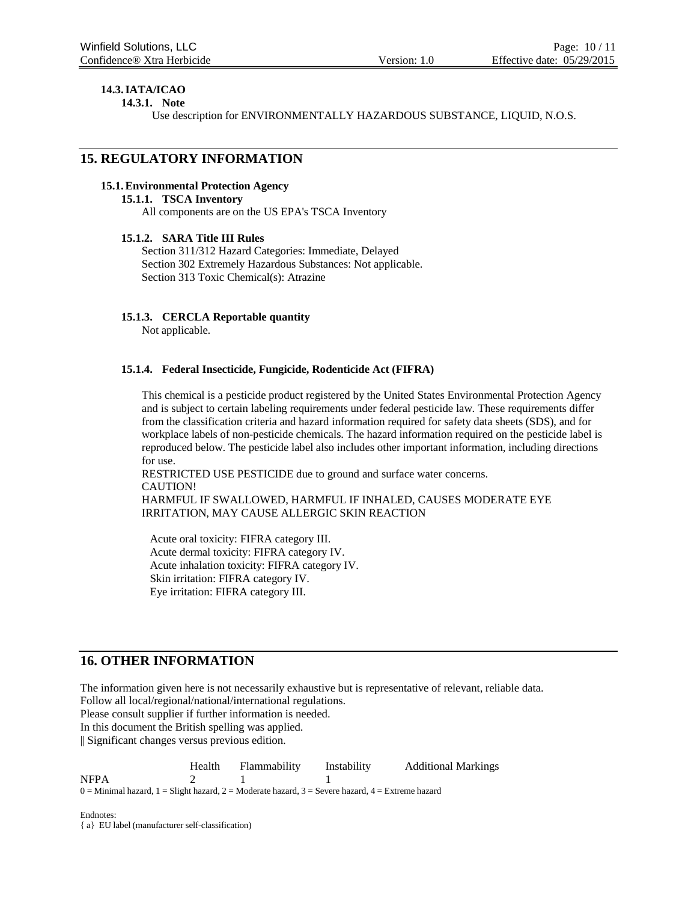### 14.3. IATA/ICAO

#### 14.3.1. Note

Use description for ENVIRONMENTALLY HAZARDOUS SUBSTANCE, LIQUID, N.O.S.

## 15. REGULATORY INFORMATION

### 15.1. Environmental Protection Agency

#### 15.1.1. TSCA Inventory

All components are on the US EPA's TSCA Inventory

#### 15.1.2. SARA Title III Rules

Section 311/312 Hazard Categories: Immediate, Delayed
Section 302 Extremely Hazardous Substances: Not applicable.
Section 313 Toxic Chemical(s): Atrazine

#### 15.1.3. CERCLA Reportable quantity

Not applicable.

#### 15.1.4. Federal Insecticide, Fungicide, Rodenticide Act (FIFRA)

This chemical is a pesticide product registered by the United States Environmental Protection Agency and is subject to certain labeling requirements under federal pesticide law. These requirements differ from the classification criteria and hazard information required for safety data sheets (SDS), and for workplace labels of non-pesticide chemicals. The hazard information required on the pesticide label is reproduced below. The pesticide label also includes other important information, including directions for use.
RESTRICTED USE PESTICIDE due to ground and surface water concerns.
CAUTION!
HARMFUL IF SWALLOWED, HARMFUL IF INHALED, CAUSES MODERATE EYE IRRITATION, MAY CAUSE ALLERGIC SKIN REACTION

Acute oral toxicity: FIFRA category III.
Acute dermal toxicity: FIFRA category IV.
Acute inhalation toxicity: FIFRA category IV.
Skin irritation: FIFRA category IV.
Eye irritation: FIFRA category III.

## 16. OTHER INFORMATION

The information given here is not necessarily exhaustive but is representative of relevant, reliable data.
Follow all local/regional/national/international regulations.
Please consult supplier if further information is needed.
In this document the British spelling was applied.
|| Significant changes versus previous edition.

| | Health | Flammability | Instability | Additional Markings |
|---|---|---|---|---|
| NFPA | 2 | 1 | 1 | |

0 = Minimal hazard, 1 = Slight hazard, 2 = Moderate hazard, 3 = Severe hazard, 4 = Extreme hazard

Endnotes:
{a} EU label (manufacturer self-classification)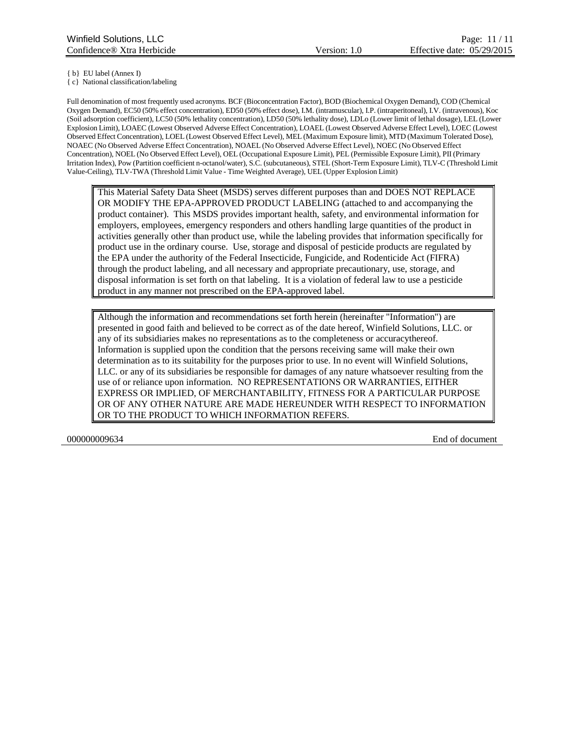{ b} EU label (Annex I)
{ c} National classification/labeling

Full denomination of most frequently used acronyms. BCF (Bioconcentration Factor), BOD (Biochemical Oxygen Demand), COD (Chemical Oxygen Demand), EC50 (50% effect concentration), ED50 (50% effect dose), I.M. (intramuscular), I.P. (intraperitoneal), I.V. (intravenous), Koc (Soil adsorption coefficient), LC50 (50% lethality concentration), LD50 (50% lethality dose), LDLo (Lower limit of lethal dosage), LEL (Lower Explosion Limit), LOAEC (Lowest Observed Adverse Effect Concentration), LOAEL (Lowest Observed Adverse Effect Level), LOEC (Lowest Observed Effect Concentration), LOEL (Lowest Observed Effect Level), MEL (Maximum Exposure limit), MTD (Maximum Tolerated Dose), NOAEC (No Observed Adverse Effect Concentration), NOAEL (No Observed Adverse Effect Level), NOEC (No Observed Effect Concentration), NOEL (No Observed Effect Level), OEL (Occupational Exposure Limit), PEL (Permissible Exposure Limit), PII (Primary Irritation Index), Pow (Partition coefficient n-octanol/water), S.C. (subcutaneous), STEL (Short-Term Exposure Limit), TLV-C (Threshold Limit Value-Ceiling), TLV-TWA (Threshold Limit Value - Time Weighted Average), UEL (Upper Explosion Limit)

This Material Safety Data Sheet (MSDS) serves different purposes than and DOES NOT REPLACE OR MODIFY THE EPA-APPROVED PRODUCT LABELING (attached to and accompanying the product container). This MSDS provides important health, safety, and environmental information for employers, employees, emergency responders and others handling large quantities of the product in activities generally other than product use, while the labeling provides that information specifically for product use in the ordinary course. Use, storage and disposal of pesticide products are regulated by the EPA under the authority of the Federal Insecticide, Fungicide, and Rodenticide Act (FIFRA) through the product labeling, and all necessary and appropriate precautionary, use, storage, and disposal information is set forth on that labeling. It is a violation of federal law to use a pesticide product in any manner not prescribed on the EPA-approved label.

Although the information and recommendations set forth herein (hereinafter "Information") are presented in good faith and believed to be correct as of the date hereof, Winfield Solutions, LLC. or any of its subsidiaries makes no representations as to the completeness or accuracythereof. Information is supplied upon the condition that the persons receiving same will make their own determination as to its suitability for the purposes prior to use. In no event will Winfield Solutions, LLC. or any of its subsidiaries be responsible for damages of any nature whatsoever resulting from the use of or reliance upon information. NO REPRESENTATIONS OR WARRANTIES, EITHER EXPRESS OR IMPLIED, OF MERCHANTABILITY, FITNESS FOR A PARTICULAR PURPOSE OR OF ANY OTHER NATURE ARE MADE HEREUNDER WITH RESPECT TO INFORMATION OR TO THE PRODUCT TO WHICH INFORMATION REFERS.

000000009634 End of document